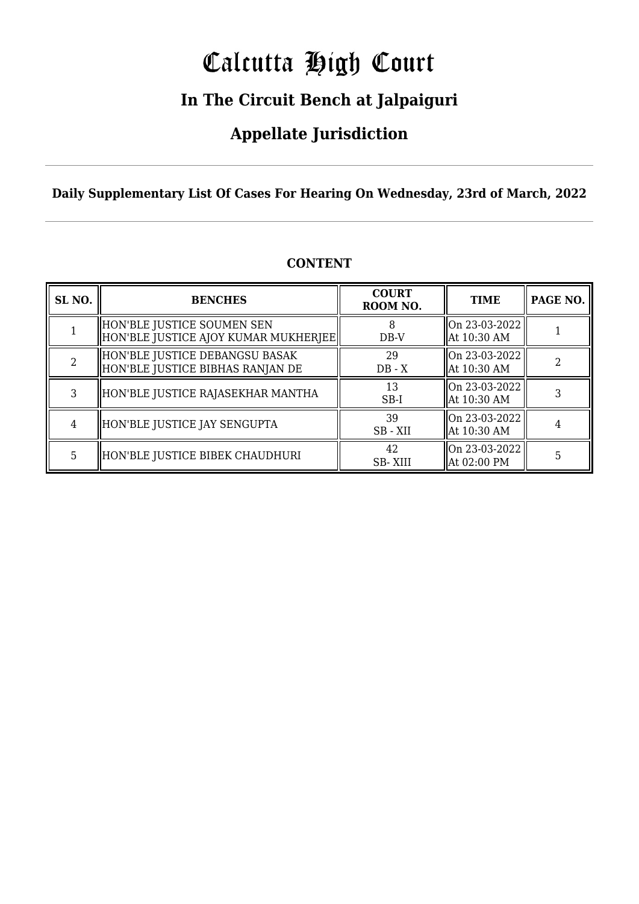# Calcutta High Court

## In The Circuit Bench at Jalpaiguri

## Appellate Jurisdiction

**Daily Supplementary List Of Cases For Hearing On Wednesday, 23rd of March, 2022**

### CONTENT

| SL NO. | BENCHES | COURT ROOM NO. | TIME | PAGE NO. |
|---|---|---|---|---|
| 1 | HON'BLE JUSTICE SOUMEN SEN<br>HON'BLE JUSTICE AJOY KUMAR MUKHERJEE | 8<br>DB-V | On 23-03-2022<br>At 10:30 AM | 1 |
| 2 | HON'BLE JUSTICE DEBANGSU BASAK<br>HON'BLE JUSTICE BIBHAS RANJAN DE | 29<br>DB - X | On 23-03-2022<br>At 10:30 AM | 2 |
| 3 | HON'BLE JUSTICE RAJASEKHAR MANTHA | 13<br>SB-I | On 23-03-2022<br>At 10:30 AM | 3 |
| 4 | HON'BLE JUSTICE JAY SENGUPTA | 39<br>SB - XII | On 23-03-2022<br>At 10:30 AM | 4 |
| 5 | HON'BLE JUSTICE BIBEK CHAUDHURI | 42<br>SB- XIII | On 23-03-2022<br>At 02:00 PM | 5 |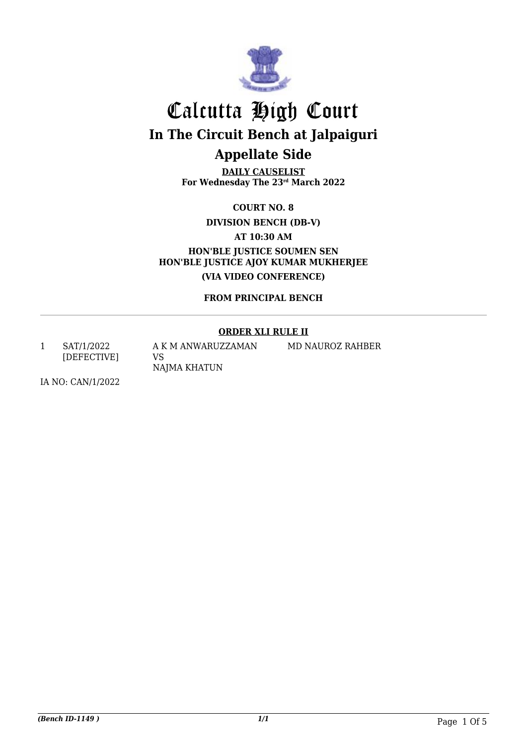# Calcutta High Court

## In The Circuit Bench at Jalpaiguri

## Appellate Side

**DAILY CAUSELIST**
**For Wednesday The 23rd March 2022**

**COURT NO. 8**

**DIVISION BENCH (DB-V)**

**AT 10:30 AM**

**HON'BLE JUSTICE SOUMEN SEN**
**HON'BLE JUSTICE AJOY KUMAR MUKHERJEE**

**(VIA VIDEO CONFERENCE)**

**FROM PRINCIPAL BENCH**

---

**ORDER XLI RULE II**

| | | | |
|---|---|---|---|
| 1 | SAT/1/2022 [DEFECTIVE] | A K M ANWARUZZAMAN VS NAJMA KHATUN | MD NAUROZ RAHBER |

IA NO: CAN/1/2022

*(Bench ID-1149 )* *1/1*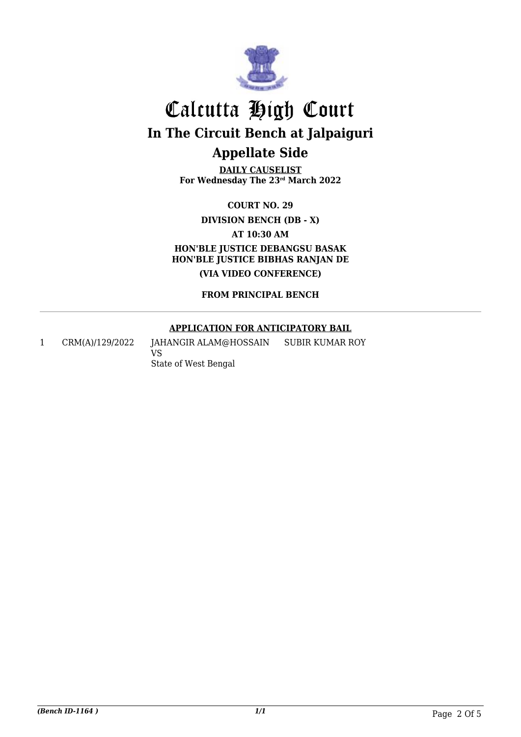# Calcutta High Court

## In The Circuit Bench at Jalpaiguri

## Appellate Side

**DAILY CAUSELIST**
**For Wednesday The 23rd March 2022**

**COURT NO. 29**

**DIVISION BENCH (DB - X)**

**AT 10:30 AM**

**HON'BLE JUSTICE DEBANGSU BASAK**
**HON'BLE JUSTICE BIBHAS RANJAN DE**

**(VIA VIDEO CONFERENCE)**

**FROM PRINCIPAL BENCH**

---

**APPLICATION FOR ANTICIPATORY BAIL**

| | | | |
|---|---|---|---|
| 1 | CRM(A)/129/2022 | JAHANGIR ALAM@HOSSAIN<br>VS<br>State of West Bengal | SUBIR KUMAR ROY |

*(Bench ID-1164 )* *1/1*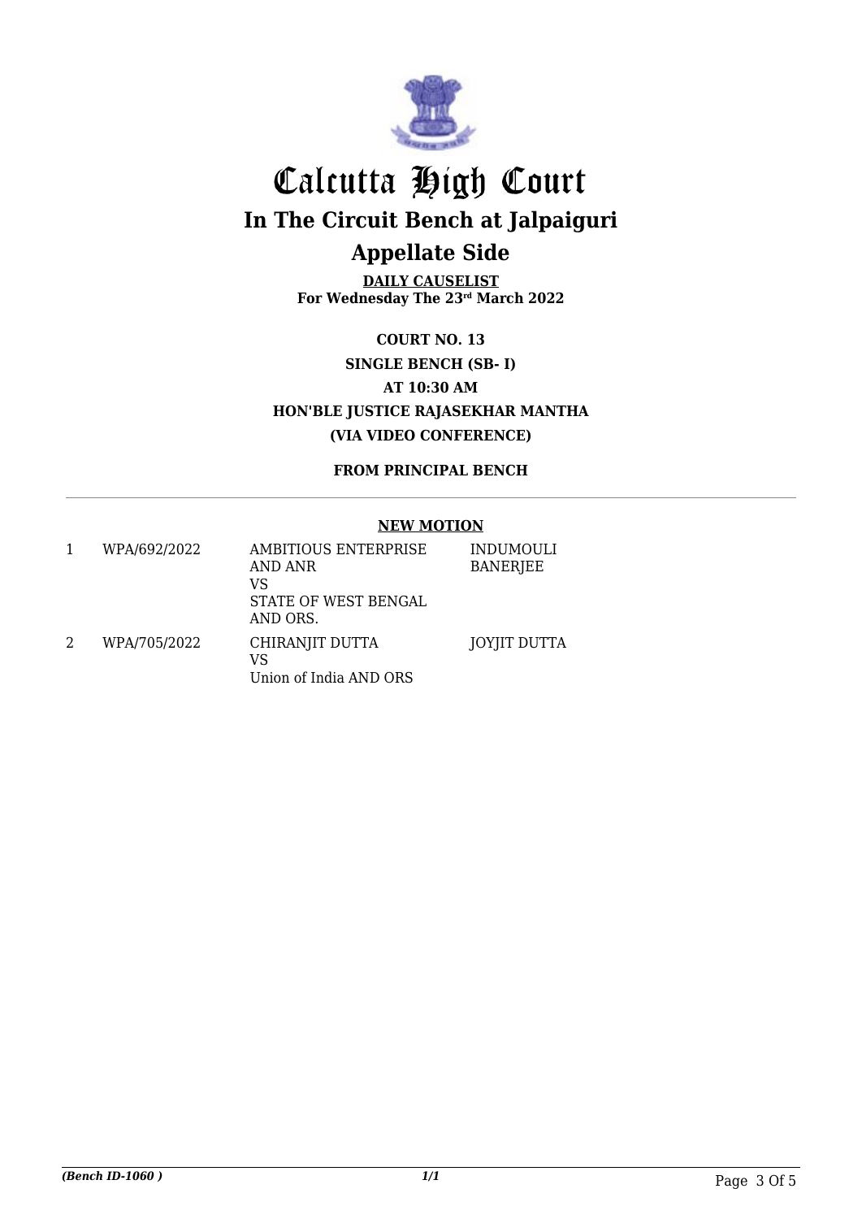# Calcutta High Court

## In The Circuit Bench at Jalpaiguri

## Appellate Side

**DAILY CAUSELIST**
**For Wednesday The 23rd March 2022**

**COURT NO. 13**

**SINGLE BENCH (SB- I)**

**AT 10:30 AM**

**HON'BLE JUSTICE RAJASEKHAR MANTHA**

**(VIA VIDEO CONFERENCE)**

**FROM PRINCIPAL BENCH**

---

**NEW MOTION**

| | | | |
|---|---|---|---|
| 1 | WPA/692/2022 | AMBITIOUS ENTERPRISE AND ANR<br>VS<br>STATE OF WEST BENGAL AND ORS. | INDUMOULI BANERJEE |
| 2 | WPA/705/2022 | CHIRANJIT DUTTA<br>VS<br>Union of India AND ORS | JOYJIT DUTTA |

*(Bench ID-1060 )*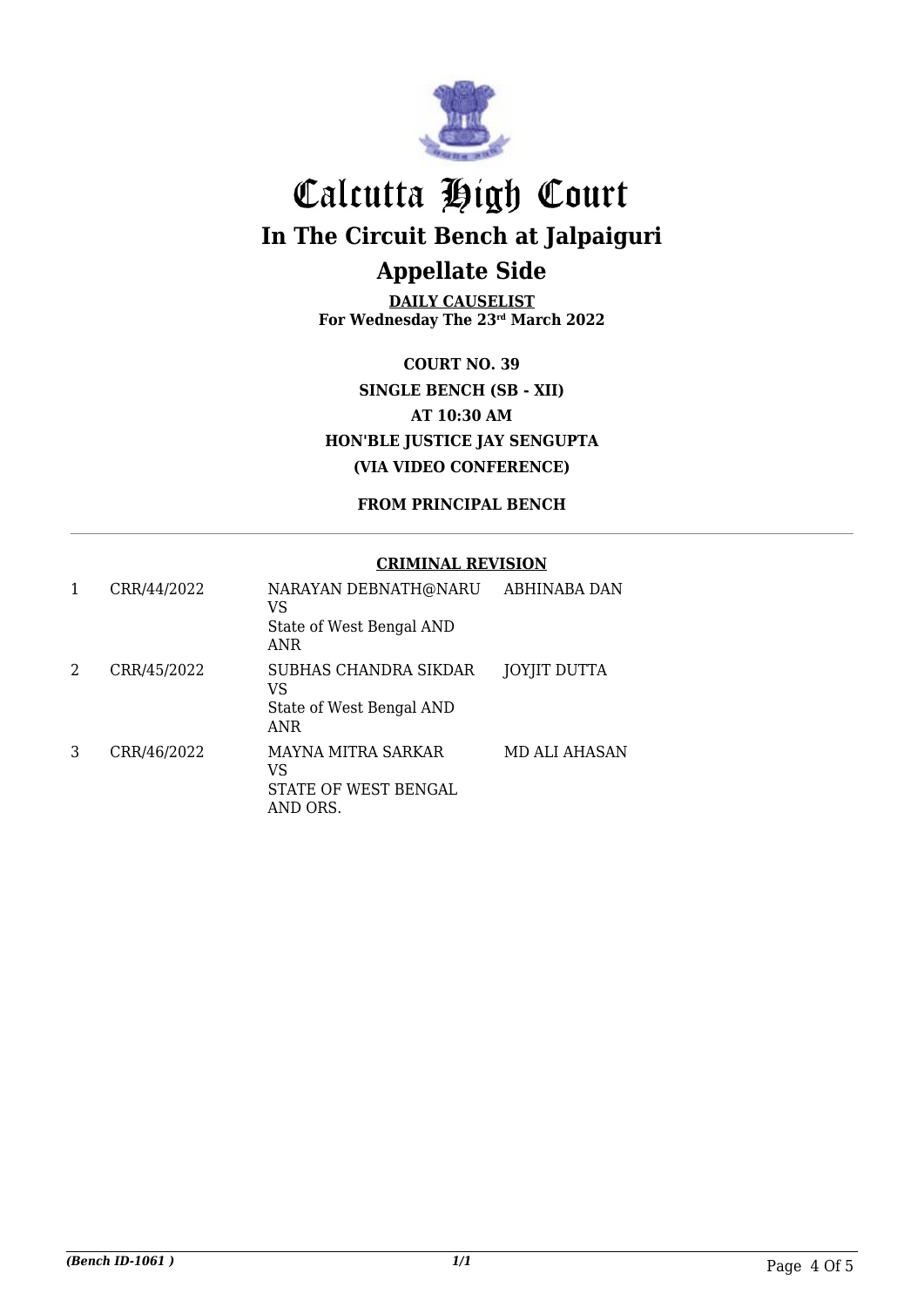# Calcutta High Court

## In The Circuit Bench at Jalpaiguri

## Appellate Side

**DAILY CAUSELIST**
**For Wednesday The 23rd March 2022**

**COURT NO. 39**
**SINGLE BENCH (SB - XII)**
**AT 10:30 AM**
**HON'BLE JUSTICE JAY SENGUPTA**
**(VIA VIDEO CONFERENCE)**

**FROM PRINCIPAL BENCH**

**CRIMINAL REVISION**

| | | | |
|---|---|---|---|
| 1 | CRR/44/2022 | NARAYAN DEBNATH@NARU VS State of West Bengal AND ANR | ABHINABA DAN |
| 2 | CRR/45/2022 | SUBHAS CHANDRA SIKDAR VS State of West Bengal AND ANR | JOYJIT DUTTA |
| 3 | CRR/46/2022 | MAYNA MITRA SARKAR VS STATE OF WEST BENGAL AND ORS. | MD ALI AHASAN |

*(Bench ID-1061 )*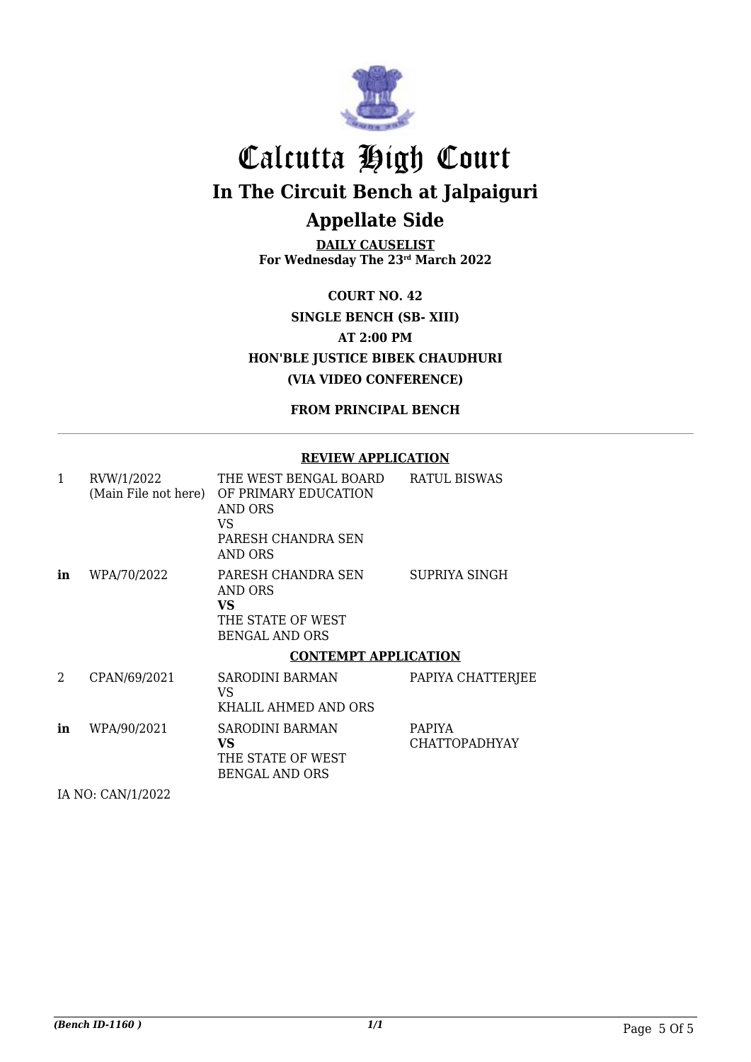# Calcutta High Court

## In The Circuit Bench at Jalpaiguri

## Appellate Side

**DAILY CAUSELIST**
**For Wednesday The 23rd March 2022**

**COURT NO. 42**
**SINGLE BENCH (SB- XIII)**
**AT 2:00 PM**
**HON'BLE JUSTICE BIBEK CHAUDHURI**
**(VIA VIDEO CONFERENCE)**

**FROM PRINCIPAL BENCH**

**REVIEW APPLICATION**

| | | | |
|---|---|---|---|
| 1 | RVW/1/2022 (Main File not here) | THE WEST BENGAL BOARD OF PRIMARY EDUCATION AND ORS VS PARESH CHANDRA SEN AND ORS | RATUL BISWAS |
| **in** | WPA/70/2022 | PARESH CHANDRA SEN AND ORS **VS** THE STATE OF WEST BENGAL AND ORS | SUPRIYA SINGH |

**CONTEMPT APPLICATION**

| | | | |
|---|---|---|---|
| 2 | CPAN/69/2021 | SARODINI BARMAN VS KHALIL AHMED AND ORS | PAPIYA CHATTERJEE |
| **in** | WPA/90/2021 | SARODINI BARMAN **VS** THE STATE OF WEST BENGAL AND ORS | PAPIYA CHATTOPADHYAY |

IA NO: CAN/1/2022

*(Bench ID-1160 )*